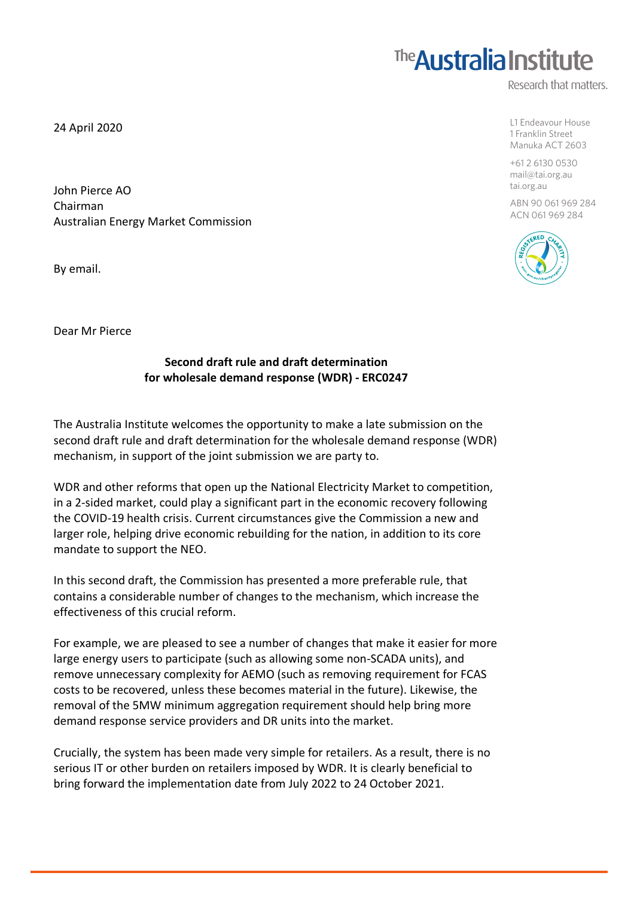The Australia Institute
Research that matters.

L1 Endeavour House
1 Franklin Street
Manuka ACT 2603

+61 2 6130 0530
mail@tai.org.au
tai.org.au

ABN 90 061 969 284
ACN 061 969 284

24 April 2020

John Pierce AO
Chairman
Australian Energy Market Commission

By email.

Dear Mr Pierce

**Second draft rule and draft determination for wholesale demand response (WDR) - ERC0247**

The Australia Institute welcomes the opportunity to make a late submission on the second draft rule and draft determination for the wholesale demand response (WDR) mechanism, in support of the joint submission we are party to.

WDR and other reforms that open up the National Electricity Market to competition, in a 2-sided market, could play a significant part in the economic recovery following the COVID-19 health crisis. Current circumstances give the Commission a new and larger role, helping drive economic rebuilding for the nation, in addition to its core mandate to support the NEO.

In this second draft, the Commission has presented a more preferable rule, that contains a considerable number of changes to the mechanism, which increase the effectiveness of this crucial reform.

For example, we are pleased to see a number of changes that make it easier for more large energy users to participate (such as allowing some non-SCADA units), and remove unnecessary complexity for AEMO (such as removing requirement for FCAS costs to be recovered, unless these becomes material in the future). Likewise, the removal of the 5MW minimum aggregation requirement should help bring more demand response service providers and DR units into the market.

Crucially, the system has been made very simple for retailers. As a result, there is no serious IT or other burden on retailers imposed by WDR. It is clearly beneficial to bring forward the implementation date from July 2022 to 24 October 2021.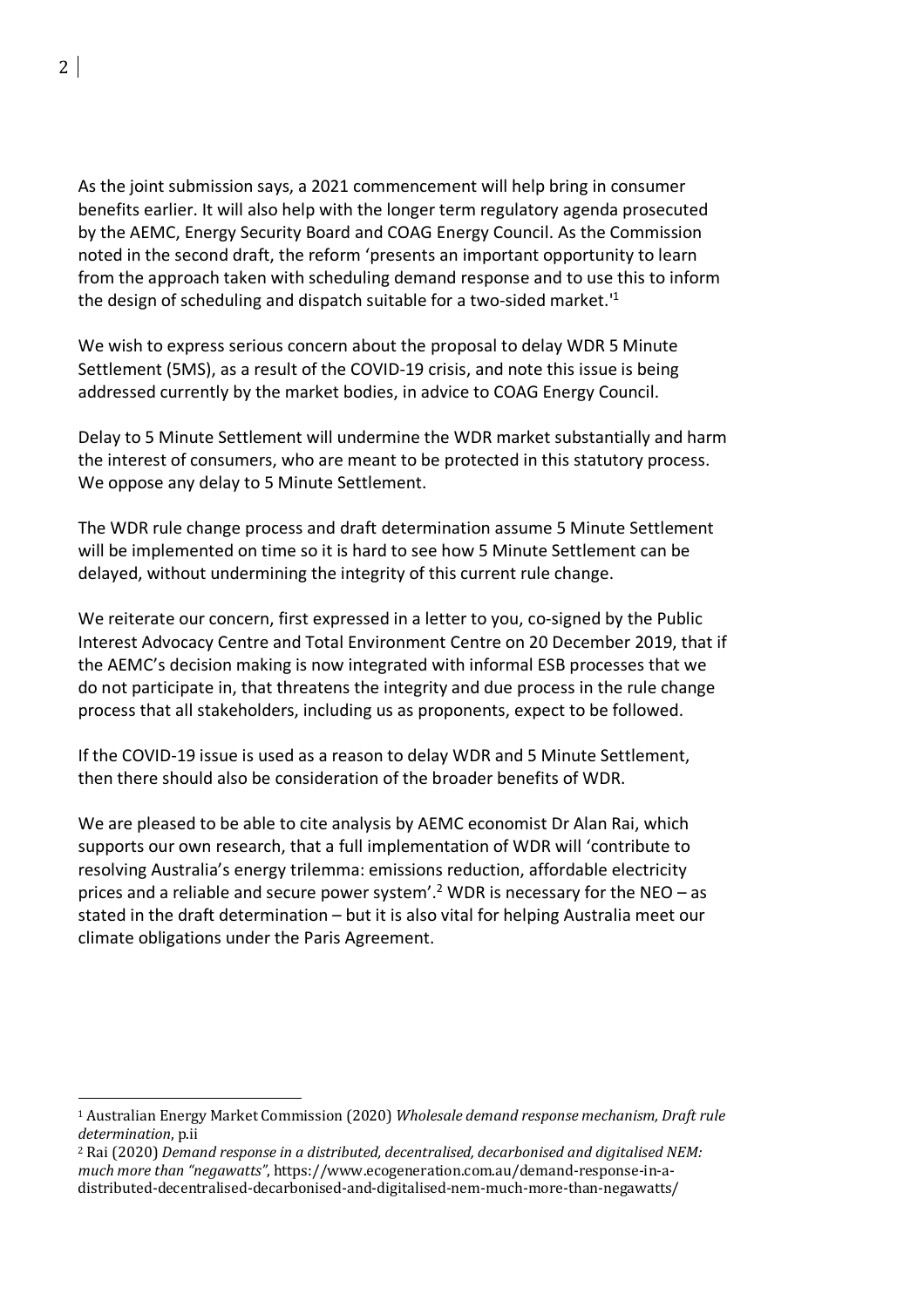As the joint submission says, a 2021 commencement will help bring in consumer benefits earlier. It will also help with the longer term regulatory agenda prosecuted by the AEMC, Energy Security Board and COAG Energy Council. As the Commission noted in the second draft, the reform 'presents an important opportunity to learn from the approach taken with scheduling demand response and to use this to inform the design of scheduling and dispatch suitable for a two-sided market.'[1]

We wish to express serious concern about the proposal to delay WDR 5 Minute Settlement (5MS), as a result of the COVID-19 crisis, and note this issue is being addressed currently by the market bodies, in advice to COAG Energy Council.

Delay to 5 Minute Settlement will undermine the WDR market substantially and harm the interest of consumers, who are meant to be protected in this statutory process. We oppose any delay to 5 Minute Settlement.

The WDR rule change process and draft determination assume 5 Minute Settlement will be implemented on time so it is hard to see how 5 Minute Settlement can be delayed, without undermining the integrity of this current rule change.

We reiterate our concern, first expressed in a letter to you, co-signed by the Public Interest Advocacy Centre and Total Environment Centre on 20 December 2019, that if the AEMC's decision making is now integrated with informal ESB processes that we do not participate in, that threatens the integrity and due process in the rule change process that all stakeholders, including us as proponents, expect to be followed.

If the COVID-19 issue is used as a reason to delay WDR and 5 Minute Settlement, then there should also be consideration of the broader benefits of WDR.

We are pleased to be able to cite analysis by AEMC economist Dr Alan Rai, which supports our own research, that a full implementation of WDR will 'contribute to resolving Australia's energy trilemma: emissions reduction, affordable electricity prices and a reliable and secure power system'.[2] WDR is necessary for the NEO – as stated in the draft determination – but it is also vital for helping Australia meet our climate obligations under the Paris Agreement.

---

[1] Australian Energy Market Commission (2020) *Wholesale demand response mechanism, Draft rule determination*, p.ii

[2] Rai (2020) *Demand response in a distributed, decentralised, decarbonised and digitalised NEM: much more than "negawatts"*, https://www.ecogeneration.com.au/demand-response-in-a-distributed-decentralised-decarbonised-and-digitalised-nem-much-more-than-negawatts/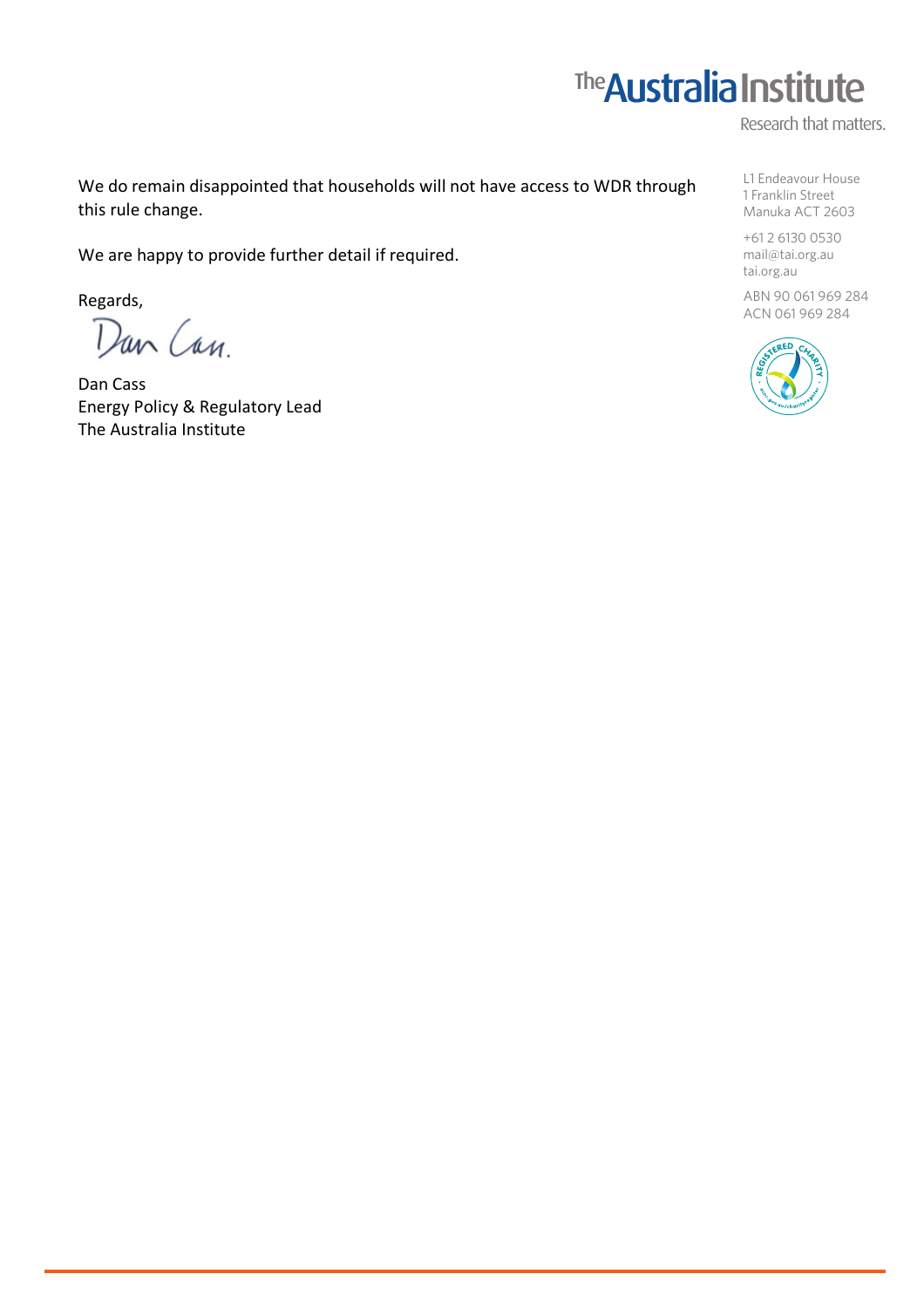We do remain disappointed that households will not have access to WDR through this rule change.

We are happy to provide further detail if required.

Regards,

Dan Cass
Energy Policy & Regulatory Lead
The Australia Institute